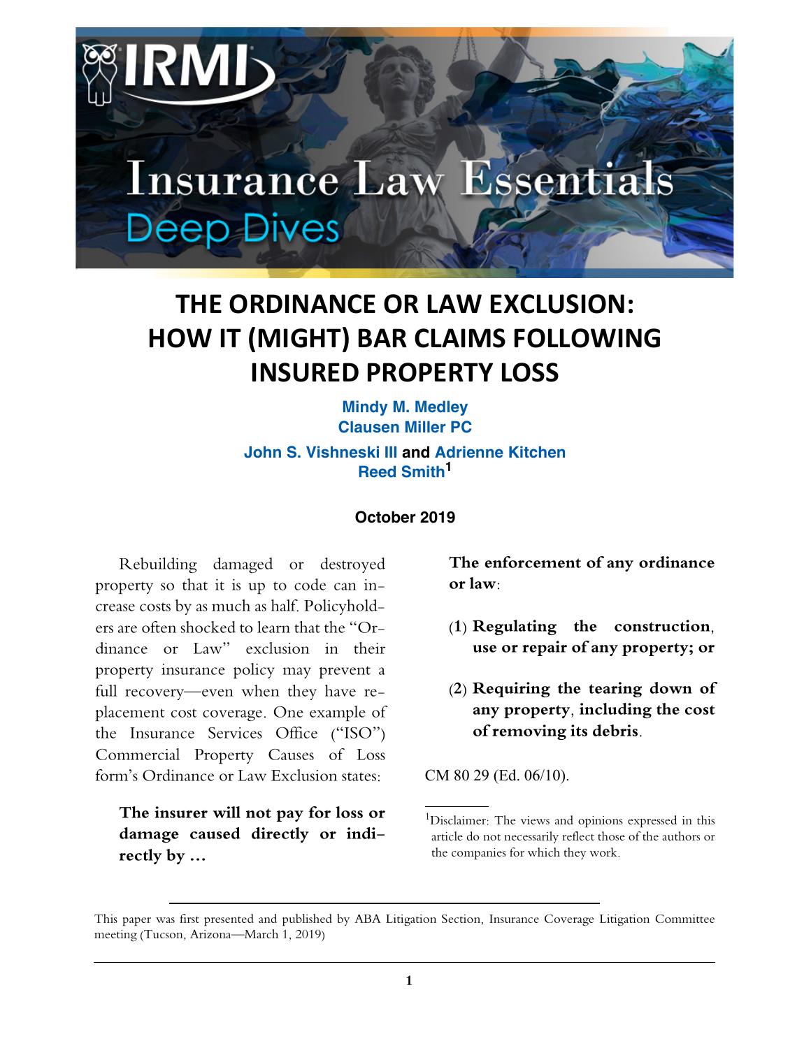# Insurance Law Essentials

## Deep Dives

# THE ORDINANCE OR LAW EXCLUSION: HOW IT (MIGHT) BAR CLAIMS FOLLOWING INSURED PROPERTY LOSS

**Mindy M. Medley**
**Clausen Miller PC**

**John S. Vishneski III** and **Adrienne Kitchen**
**Reed Smith**[1]

**October 2019**

Rebuilding damaged or destroyed property so that it is up to code can increase costs by as much as half. Policyholders are often shocked to learn that the "Ordinance or Law" exclusion in their property insurance policy may prevent a full recovery—even when they have replacement cost coverage. One example of the Insurance Services Office ("ISO") Commercial Property Causes of Loss form's Ordinance or Law Exclusion states:

> **The insurer will not pay for loss or damage caused directly or indirectly by …**
>
> **The enforcement of any ordinance or law:**
>
> (**1**) **Regulating the construction, use or repair of any property; or**
>
> (**2**) **Requiring the tearing down of any property, including the cost of removing its debris.**

CM 80 29 (Ed. 06/10).

[1]Disclaimer: The views and opinions expressed in this article do not necessarily reflect those of the authors or the companies for which they work.

This paper was first presented and published by ABA Litigation Section, Insurance Coverage Litigation Committee meeting (Tucson, Arizona—March 1, 2019)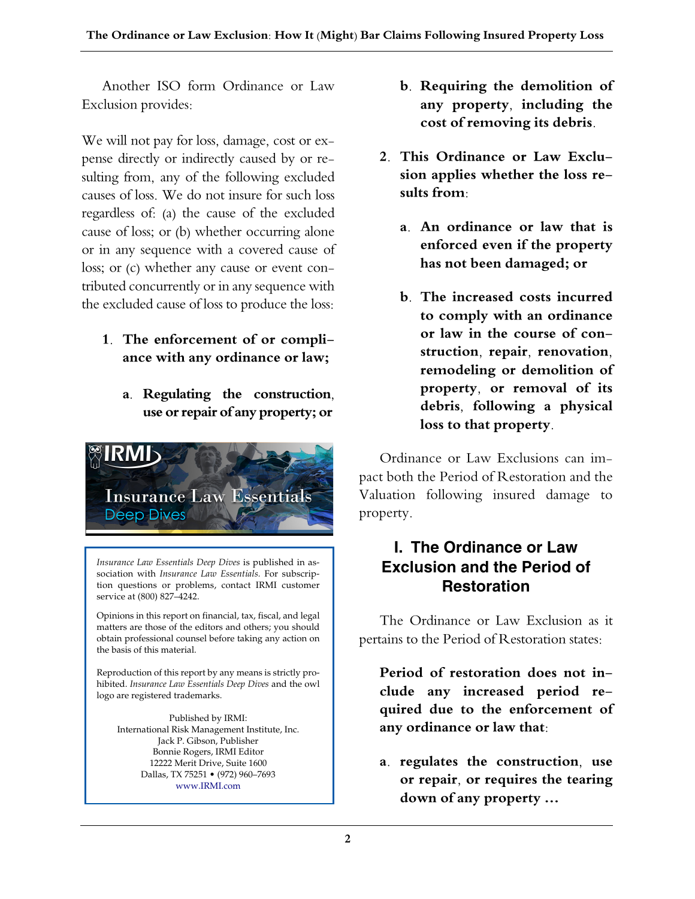Another ISO form Ordinance or Law Exclusion provides:

We will not pay for loss, damage, cost or expense directly or indirectly caused by or resulting from, any of the following excluded causes of loss. We do not insure for such loss regardless of: (a) the cause of the excluded cause of loss; or (b) whether occurring alone or in any sequence with a covered cause of loss; or (c) whether any cause or event contributed concurrently or in any sequence with the excluded cause of loss to produce the loss:

1. **The enforcement of or compliance with any ordinance or law;**

   a. **Regulating the construction, use or repair of any property; or**

   b. **Requiring the demolition of any property, including the cost of removing its debris.**

2. **This Ordinance or Law Exclusion applies whether the loss results from:**

   a. **An ordinance or law that is enforced even if the property has not been damaged; or**

   b. **The increased costs incurred to comply with an ordinance or law in the course of construction, repair, renovation, remodeling or demolition of property, or removal of its debris, following a physical loss to that property.**

Ordinance or Law Exclusions can impact both the Period of Restoration and the Valuation following insured damage to property.

*Insurance Law Essentials Deep Dives* is published in association with *Insurance Law Essentials*. For subscription questions or problems, contact IRMI customer service at (800) 827-4242.

Opinions in this report on financial, tax, fiscal, and legal matters are those of the editors and others; you should obtain professional counsel before taking any action on the basis of this material.

Reproduction of this report by any means is strictly prohibited. *Insurance Law Essentials Deep Dives* and the owl logo are registered trademarks.

Published by IRMI:
International Risk Management Institute, Inc.
Jack P. Gibson, Publisher
Bonnie Rogers, IRMI Editor
12222 Merit Drive, Suite 1600
Dallas, TX 75251 • (972) 960-7693
www.IRMI.com

## I. The Ordinance or Law Exclusion and the Period of Restoration

The Ordinance or Law Exclusion as it pertains to the Period of Restoration states:

**Period of restoration does not include any increased period required due to the enforcement of any ordinance or law that:**

a. **regulates the construction, use or repair, or requires the tearing down of any property …**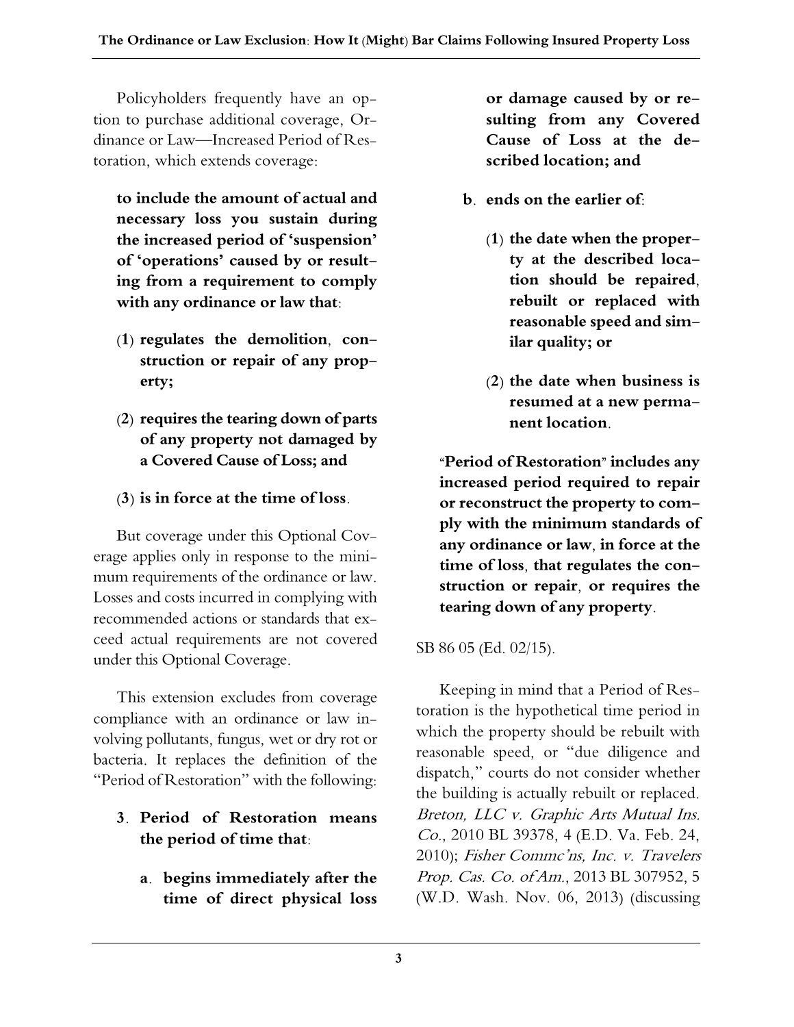Policyholders frequently have an option to purchase additional coverage, Ordinance or Law—Increased Period of Restoration, which extends coverage:

> **to include the amount of actual and necessary loss you sustain during the increased period of 'suspension' of 'operations' caused by or resulting from a requirement to comply with any ordinance or law that:**
>
> **(1) regulates the demolition, construction or repair of any property;**
>
> **(2) requires the tearing down of parts of any property not damaged by a Covered Cause of Loss; and**
>
> **(3) is in force at the time of loss.**

But coverage under this Optional Coverage applies only in response to the minimum requirements of the ordinance or law. Losses and costs incurred in complying with recommended actions or standards that exceed actual requirements are not covered under this Optional Coverage.

This extension excludes from coverage compliance with an ordinance or law involving pollutants, fungus, wet or dry rot or bacteria. It replaces the definition of the "Period of Restoration" with the following:

> **3. Period of Restoration means the period of time that:**
>
> **a. begins immediately after the time of direct physical loss or damage caused by or resulting from any Covered Cause of Loss at the described location; and**
>
> **b. ends on the earlier of:**
>
> **(1) the date when the property at the described location should be repaired, rebuilt or replaced with reasonable speed and similar quality; or**
>
> **(2) the date when business is resumed at a new permanent location.**
>
> **"Period of Restoration" includes any increased period required to repair or reconstruct the property to comply with the minimum standards of any ordinance or law, in force at the time of loss, that regulates the construction or repair, or requires the tearing down of any property.**

SB 86 05 (Ed. 02/15).

Keeping in mind that a Period of Restoration is the hypothetical time period in which the property should be rebuilt with reasonable speed, or "due diligence and dispatch," courts do not consider whether the building is actually rebuilt or replaced. *Breton, LLC v. Graphic Arts Mutual Ins. Co.*, 2010 BL 39378, 4 (E.D. Va. Feb. 24, 2010); *Fisher Commc'ns, Inc. v. Travelers Prop. Cas. Co. of Am.*, 2013 BL 307952, 5 (W.D. Wash. Nov. 06, 2013) (discussing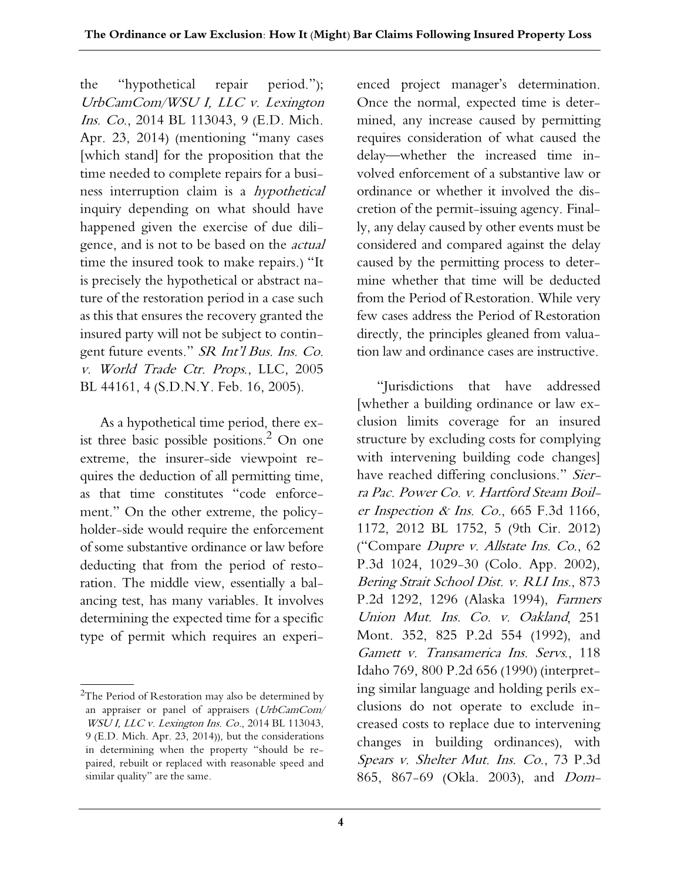the "hypothetical repair period."); *UrbCamCom/WSU I, LLC v. Lexington Ins. Co.*, 2014 BL 113043, 9 (E.D. Mich. Apr. 23, 2014) (mentioning "many cases [which stand] for the proposition that the time needed to complete repairs for a business interruption claim is a *hypothetical* inquiry depending on what should have happened given the exercise of due diligence, and is not to be based on the *actual* time the insured took to make repairs.) "It is precisely the hypothetical or abstract nature of the restoration period in a case such as this that ensures the recovery granted the insured party will not be subject to contingent future events." *SR Int'l Bus. Ins. Co. v. World Trade Ctr. Props.*, LLC, 2005 BL 44161, 4 (S.D.N.Y. Feb. 16, 2005).

As a hypothetical time period, there exist three basic possible positions.[2] On one extreme, the insurer-side viewpoint requires the deduction of all permitting time, as that time constitutes "code enforcement." On the other extreme, the policyholder-side would require the enforcement of some substantive ordinance or law before deducting that from the period of restoration. The middle view, essentially a balancing test, has many variables. It involves determining the expected time for a specific type of permit which requires an experienced project manager's determination. Once the normal, expected time is determined, any increase caused by permitting requires consideration of what caused the delay—whether the increased time involved enforcement of a substantive law or ordinance or whether it involved the discretion of the permit-issuing agency. Finally, any delay caused by other events must be considered and compared against the delay caused by the permitting process to determine whether that time will be deducted from the Period of Restoration. While very few cases address the Period of Restoration directly, the principles gleaned from valuation law and ordinance cases are instructive.

"Jurisdictions that have addressed [whether a building ordinance or law exclusion limits coverage for an insured structure by excluding costs for complying with intervening building code changes] have reached differing conclusions." *Sierra Pac. Power Co. v. Hartford Steam Boiler Inspection & Ins. Co.*, 665 F.3d 1166, 1172, 2012 BL 1752, 5 (9th Cir. 2012) ("Compare *Dupre v. Allstate Ins. Co.*, 62 P.3d 1024, 1029-30 (Colo. App. 2002), *Bering Strait School Dist. v. RLI Ins.*, 873 P.2d 1292, 1296 (Alaska 1994), *Farmers Union Mut. Ins. Co. v. Oakland*, 251 Mont. 352, 825 P.2d 554 (1992), and *Gamett v. Transamerica Ins. Servs.*, 118 Idaho 769, 800 P.2d 656 (1990) (interpreting similar language and holding perils exclusions do not operate to exclude increased costs to replace due to intervening changes in building ordinances), with *Spears v. Shelter Mut. Ins. Co.*, 73 P.3d 865, 867-69 (Okla. 2003), and *Dom-*

[2] The Period of Restoration may also be determined by an appraiser or panel of appraisers (*UrbCamCom/WSU I, LLC v. Lexington Ins. Co.*, 2014 BL 113043, 9 (E.D. Mich. Apr. 23, 2014)), but the considerations in determining when the property "should be repaired, rebuilt or replaced with reasonable speed and similar quality" are the same.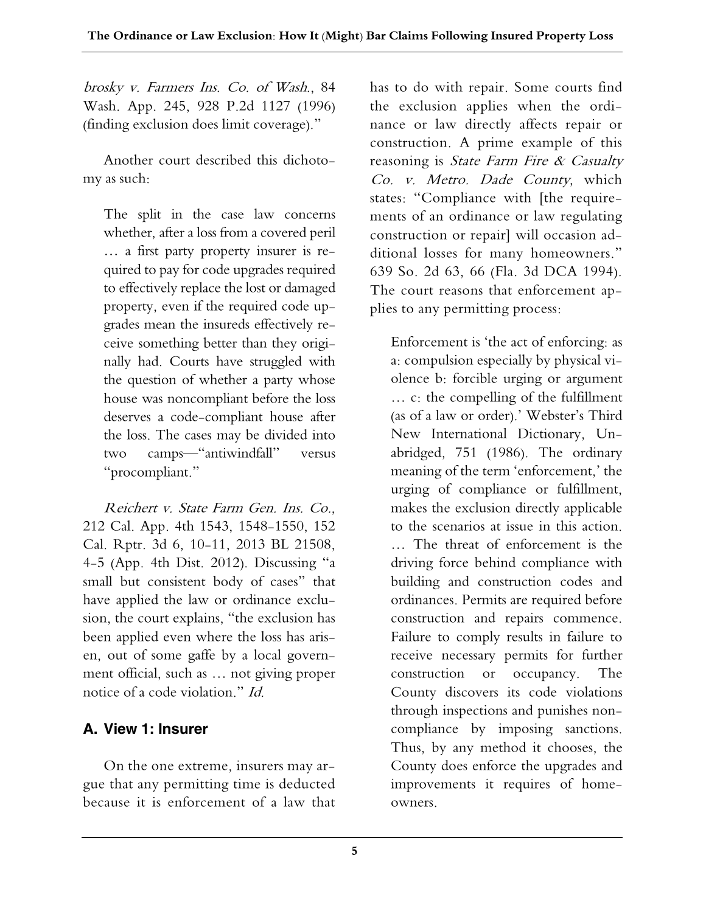*brosky v. Farmers Ins. Co. of Wash.*, 84 Wash. App. 245, 928 P.2d 1127 (1996) (finding exclusion does limit coverage)."

Another court described this dichotomy as such:

> The split in the case law concerns whether, after a loss from a covered peril … a first party property insurer is required to pay for code upgrades required to effectively replace the lost or damaged property, even if the required code upgrades mean the insureds effectively receive something better than they originally had. Courts have struggled with the question of whether a party whose house was noncompliant before the loss deserves a code-compliant house after the loss. The cases may be divided into two camps—"antiwindfall" versus "procompliant."

*Reichert v. State Farm Gen. Ins. Co.*, 212 Cal. App. 4th 1543, 1548-1550, 152 Cal. Rptr. 3d 6, 10-11, 2013 BL 21508, 4-5 (App. 4th Dist. 2012). Discussing "a small but consistent body of cases" that have applied the law or ordinance exclusion, the court explains, "the exclusion has been applied even where the loss has arisen, out of some gaffe by a local government official, such as … not giving proper notice of a code violation." *Id.*

### A. View 1: Insurer

On the one extreme, insurers may argue that any permitting time is deducted because it is enforcement of a law that has to do with repair. Some courts find the exclusion applies when the ordinance or law directly affects repair or construction. A prime example of this reasoning is *State Farm Fire & Casualty Co. v. Metro. Dade County*, which states: "Compliance with [the requirements of an ordinance or law regulating construction or repair] will occasion additional losses for many homeowners." 639 So. 2d 63, 66 (Fla. 3d DCA 1994). The court reasons that enforcement applies to any permitting process:

> Enforcement is 'the act of enforcing: as a: compulsion especially by physical violence b: forcible urging or argument … c: the compelling of the fulfillment (as of a law or order).' Webster's Third New International Dictionary, Unabridged, 751 (1986). The ordinary meaning of the term 'enforcement,' the urging of compliance or fulfillment, makes the exclusion directly applicable to the scenarios at issue in this action. … The threat of enforcement is the driving force behind compliance with building and construction codes and ordinances. Permits are required before construction and repairs commence. Failure to comply results in failure to receive necessary permits for further construction or occupancy. The County discovers its code violations through inspections and punishes noncompliance by imposing sanctions. Thus, by any method it chooses, the County does enforce the upgrades and improvements it requires of homeowners.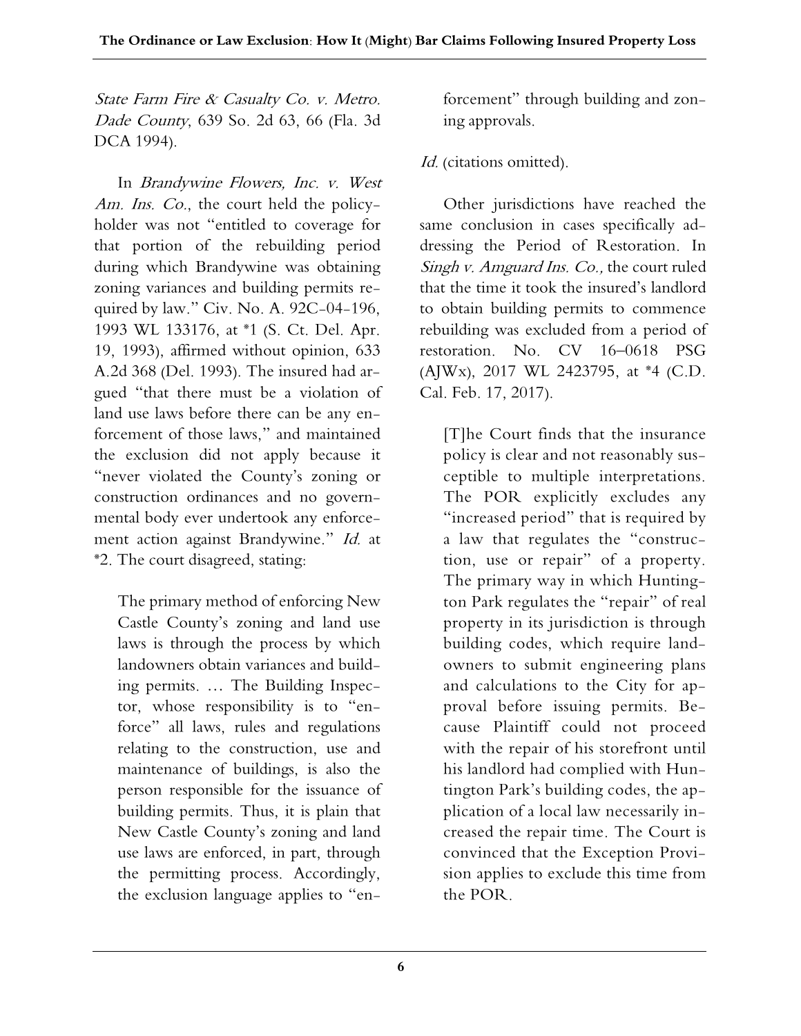*State Farm Fire & Casualty Co. v. Metro. Dade County*, 639 So. 2d 63, 66 (Fla. 3d DCA 1994).

In *Brandywine Flowers, Inc. v. West Am. Ins. Co.*, the court held the policyholder was not "entitled to coverage for that portion of the rebuilding period during which Brandywine was obtaining zoning variances and building permits required by law." Civ. No. A. 92C-04-196, 1993 WL 133176, at *1 (S. Ct. Del. Apr. 19, 1993), affirmed without opinion, 633 A.2d 368 (Del. 1993). The insured had argued "that there must be a violation of land use laws before there can be any enforcement of those laws," and maintained the exclusion did not apply because it "never violated the County's zoning or construction ordinances and no governmental body ever undertook any enforcement action against Brandywine." *Id.* at *2. The court disagreed, stating:

> The primary method of enforcing New Castle County's zoning and land use laws is through the process by which landowners obtain variances and building permits. … The Building Inspector, whose responsibility is to "enforce" all laws, rules and regulations relating to the construction, use and maintenance of buildings, is also the person responsible for the issuance of building permits. Thus, it is plain that New Castle County's zoning and land use laws are enforced, in part, through the permitting process. Accordingly, the exclusion language applies to "enforcement" through building and zoning approvals.

*Id.* (citations omitted).

Other jurisdictions have reached the same conclusion in cases specifically addressing the Period of Restoration. In *Singh v. Amguard Ins. Co.,* the court ruled that the time it took the insured's landlord to obtain building permits to commence rebuilding was excluded from a period of restoration. No. CV 16–0618 PSG (AJWx), 2017 WL 2423795, at *4 (C.D. Cal. Feb. 17, 2017).

> [T]he Court finds that the insurance policy is clear and not reasonably susceptible to multiple interpretations. The POR explicitly excludes any "increased period" that is required by a law that regulates the "construction, use or repair" of a property. The primary way in which Huntington Park regulates the "repair" of real property in its jurisdiction is through building codes, which require landowners to submit engineering plans and calculations to the City for approval before issuing permits. Because Plaintiff could not proceed with the repair of his storefront until his landlord had complied with Huntington Park's building codes, the application of a local law necessarily increased the repair time. The Court is convinced that the Exception Provision applies to exclude this time from the POR.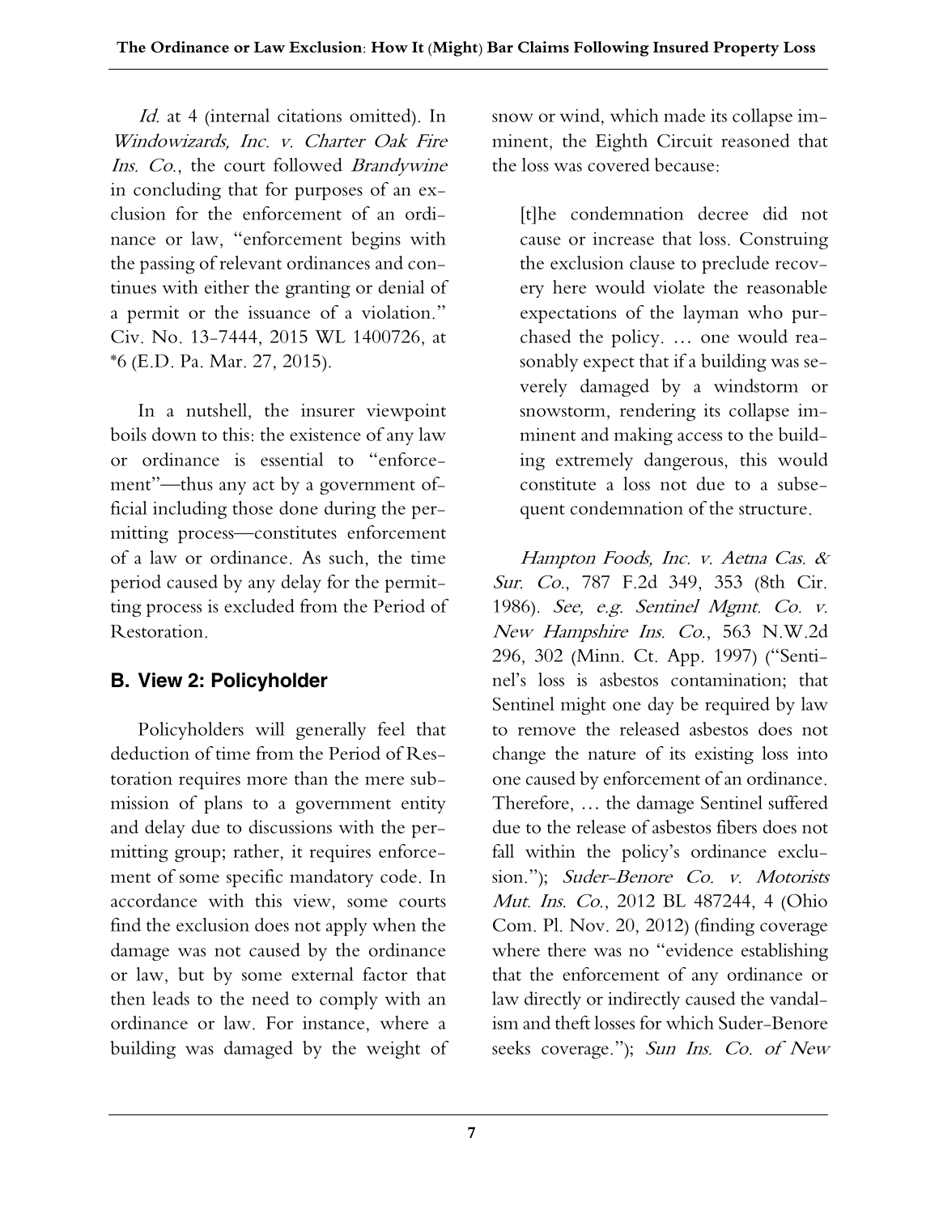*Id.* at 4 (internal citations omitted). In *Windowizards, Inc. v. Charter Oak Fire Ins. Co.*, the court followed *Brandywine* in concluding that for purposes of an exclusion for the enforcement of an ordinance or law, "enforcement begins with the passing of relevant ordinances and continues with either the granting or denial of a permit or the issuance of a violation." Civ. No. 13-7444, 2015 WL 1400726, at *6 (E.D. Pa. Mar. 27, 2015).

In a nutshell, the insurer viewpoint boils down to this: the existence of any law or ordinance is essential to "enforcement"—thus any act by a government official including those done during the permitting process—constitutes enforcement of a law or ordinance. As such, the time period caused by any delay for the permitting process is excluded from the Period of Restoration.

## B. View 2: Policyholder

Policyholders will generally feel that deduction of time from the Period of Restoration requires more than the mere submission of plans to a government entity and delay due to discussions with the permitting group; rather, it requires enforcement of some specific mandatory code. In accordance with this view, some courts find the exclusion does not apply when the damage was not caused by the ordinance or law, but by some external factor that then leads to the need to comply with an ordinance or law. For instance, where a building was damaged by the weight of snow or wind, which made its collapse imminent, the Eighth Circuit reasoned that the loss was covered because:

> [t]he condemnation decree did not cause or increase that loss. Construing the exclusion clause to preclude recovery here would violate the reasonable expectations of the layman who purchased the policy. … one would reasonably expect that if a building was severely damaged by a windstorm or snowstorm, rendering its collapse imminent and making access to the building extremely dangerous, this would constitute a loss not due to a subsequent condemnation of the structure.

*Hampton Foods, Inc. v. Aetna Cas. & Sur. Co.*, 787 F.2d 349, 353 (8th Cir. 1986). *See, e.g. Sentinel Mgmt. Co. v. New Hampshire Ins. Co.*, 563 N.W.2d 296, 302 (Minn. Ct. App. 1997) ("Sentinel's loss is asbestos contamination; that Sentinel might one day be required by law to remove the released asbestos does not change the nature of its existing loss into one caused by enforcement of an ordinance. Therefore, … the damage Sentinel suffered due to the release of asbestos fibers does not fall within the policy's ordinance exclusion."); *Suder-Benore Co. v. Motorists Mut. Ins. Co.*, 2012 BL 487244, 4 (Ohio Com. Pl. Nov. 20, 2012) (finding coverage where there was no "evidence establishing that the enforcement of any ordinance or law directly or indirectly caused the vandalism and theft losses for which Suder-Benore seeks coverage."); *Sun Ins. Co. of New*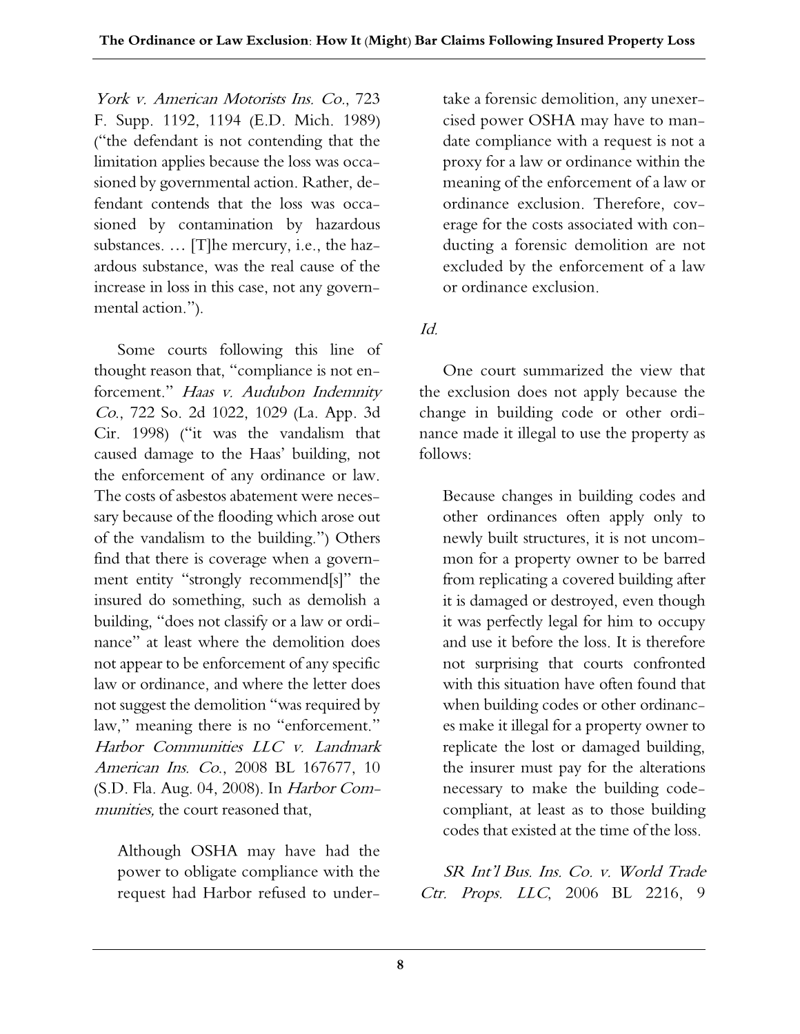*York v. American Motorists Ins. Co.*, 723 F. Supp. 1192, 1194 (E.D. Mich. 1989) ("the defendant is not contending that the limitation applies because the loss was occasioned by governmental action. Rather, defendant contends that the loss was occasioned by contamination by hazardous substances. … [T]he mercury, i.e., the hazardous substance, was the real cause of the increase in loss in this case, not any governmental action.").

Some courts following this line of thought reason that, "compliance is not enforcement." *Haas v. Audubon Indemnity Co.*, 722 So. 2d 1022, 1029 (La. App. 3d Cir. 1998) ("it was the vandalism that caused damage to the Haas' building, not the enforcement of any ordinance or law. The costs of asbestos abatement were necessary because of the flooding which arose out of the vandalism to the building.") Others find that there is coverage when a government entity "strongly recommend[s]" the insured do something, such as demolish a building, "does not classify or a law or ordinance" at least where the demolition does not appear to be enforcement of any specific law or ordinance, and where the letter does not suggest the demolition "was required by law," meaning there is no "enforcement." *Harbor Communities LLC v. Landmark American Ins. Co.*, 2008 BL 167677, 10 (S.D. Fla. Aug. 04, 2008). In *Harbor Communities,* the court reasoned that,

> Although OSHA may have had the power to obligate compliance with the request had Harbor refused to undertake a forensic demolition, any unexercised power OSHA may have to mandate compliance with a request is not a proxy for a law or ordinance within the meaning of the enforcement of a law or ordinance exclusion. Therefore, coverage for the costs associated with conducting a forensic demolition are not excluded by the enforcement of a law or ordinance exclusion.

*Id.*

One court summarized the view that the exclusion does not apply because the change in building code or other ordinance made it illegal to use the property as follows:

> Because changes in building codes and other ordinances often apply only to newly built structures, it is not uncommon for a property owner to be barred from replicating a covered building after it is damaged or destroyed, even though it was perfectly legal for him to occupy and use it before the loss. It is therefore not surprising that courts confronted with this situation have often found that when building codes or other ordinances make it illegal for a property owner to replicate the lost or damaged building, the insurer must pay for the alterations necessary to make the building code-compliant, at least as to those building codes that existed at the time of the loss.

*SR Int'l Bus. Ins. Co. v. World Trade Ctr. Props. LLC*, 2006 BL 2216, 9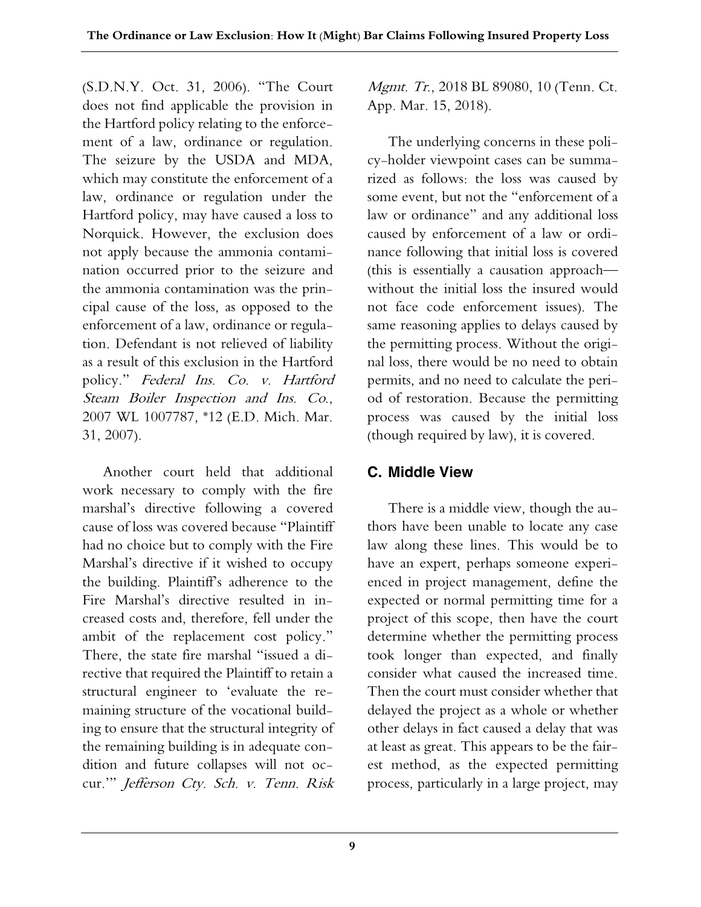(S.D.N.Y. Oct. 31, 2006). "The Court does not find applicable the provision in the Hartford policy relating to the enforcement of a law, ordinance or regulation. The seizure by the USDA and MDA, which may constitute the enforcement of a law, ordinance or regulation under the Hartford policy, may have caused a loss to Norquick. However, the exclusion does not apply because the ammonia contamination occurred prior to the seizure and the ammonia contamination was the principal cause of the loss, as opposed to the enforcement of a law, ordinance or regulation. Defendant is not relieved of liability as a result of this exclusion in the Hartford policy." *Federal Ins. Co. v. Hartford Steam Boiler Inspection and Ins. Co.*, 2007 WL 1007787, *12 (E.D. Mich. Mar. 31, 2007).

Another court held that additional work necessary to comply with the fire marshal's directive following a covered cause of loss was covered because "Plaintiff had no choice but to comply with the Fire Marshal's directive if it wished to occupy the building. Plaintiff's adherence to the Fire Marshal's directive resulted in increased costs and, therefore, fell under the ambit of the replacement cost policy." There, the state fire marshal "issued a directive that required the Plaintiff to retain a structural engineer to 'evaluate the remaining structure of the vocational building to ensure that the structural integrity of the remaining building is in adequate condition and future collapses will not occur.'" *Jefferson Cty. Sch. v. Tenn. Risk Mgmt. Tr.*, 2018 BL 89080, 10 (Tenn. Ct. App. Mar. 15, 2018).

The underlying concerns in these policy-holder viewpoint cases can be summarized as follows: the loss was caused by some event, but not the "enforcement of a law or ordinance" and any additional loss caused by enforcement of a law or ordinance following that initial loss is covered (this is essentially a causation approach—without the initial loss the insured would not face code enforcement issues). The same reasoning applies to delays caused by the permitting process. Without the original loss, there would be no need to obtain permits, and no need to calculate the period of restoration. Because the permitting process was caused by the initial loss (though required by law), it is covered.

## C. Middle View

There is a middle view, though the authors have been unable to locate any case law along these lines. This would be to have an expert, perhaps someone experienced in project management, define the expected or normal permitting time for a project of this scope, then have the court determine whether the permitting process took longer than expected, and finally consider what caused the increased time. Then the court must consider whether that delayed the project as a whole or whether other delays in fact caused a delay that was at least as great. This appears to be the fairest method, as the expected permitting process, particularly in a large project, may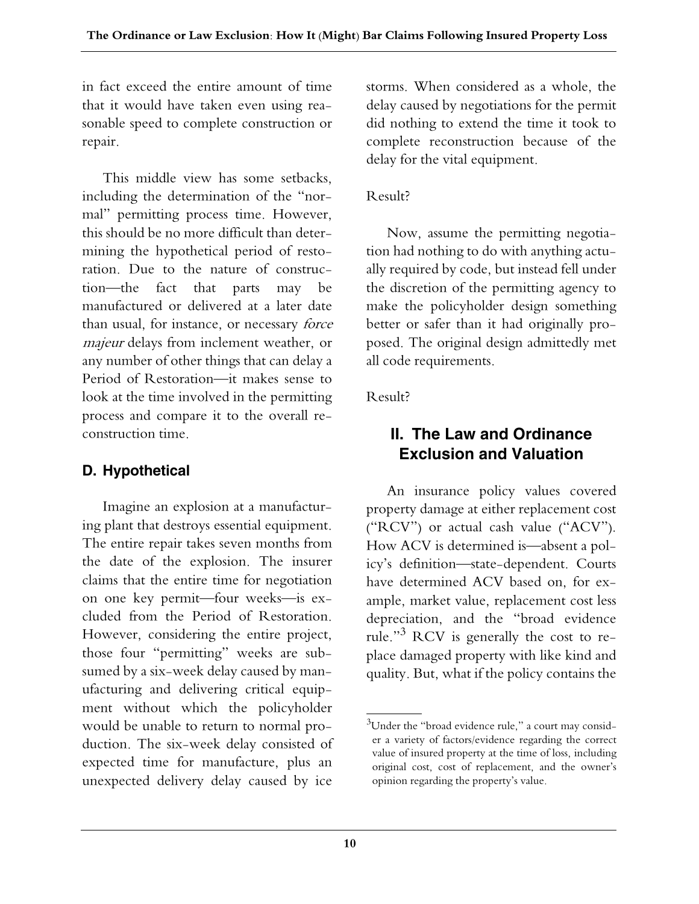in fact exceed the entire amount of time that it would have taken even using reasonable speed to complete construction or repair.

This middle view has some setbacks, including the determination of the "normal" permitting process time. However, this should be no more difficult than determining the hypothetical period of restoration. Due to the nature of construction—the fact that parts may be manufactured or delivered at a later date than usual, for instance, or necessary *force majeur* delays from inclement weather, or any number of other things that can delay a Period of Restoration—it makes sense to look at the time involved in the permitting process and compare it to the overall reconstruction time.

### D. Hypothetical

Imagine an explosion at a manufacturing plant that destroys essential equipment. The entire repair takes seven months from the date of the explosion. The insurer claims that the entire time for negotiation on one key permit—four weeks—is excluded from the Period of Restoration. However, considering the entire project, those four "permitting" weeks are subsumed by a six-week delay caused by manufacturing and delivering critical equipment without which the policyholder would be unable to return to normal production. The six-week delay consisted of expected time for manufacture, plus an unexpected delivery delay caused by ice storms. When considered as a whole, the delay caused by negotiations for the permit did nothing to extend the time it took to complete reconstruction because of the delay for the vital equipment.

Result?

Now, assume the permitting negotiation had nothing to do with anything actually required by code, but instead fell under the discretion of the permitting agency to make the policyholder design something better or safer than it had originally proposed. The original design admittedly met all code requirements.

Result?

## II. The Law and Ordinance Exclusion and Valuation

An insurance policy values covered property damage at either replacement cost ("RCV") or actual cash value ("ACV"). How ACV is determined is—absent a policy's definition—state-dependent. Courts have determined ACV based on, for example, market value, replacement cost less depreciation, and the "broad evidence rule."[3] RCV is generally the cost to replace damaged property with like kind and quality. But, what if the policy contains the

[3] Under the "broad evidence rule," a court may consider a variety of factors/evidence regarding the correct value of insured property at the time of loss, including original cost, cost of replacement, and the owner's opinion regarding the property's value.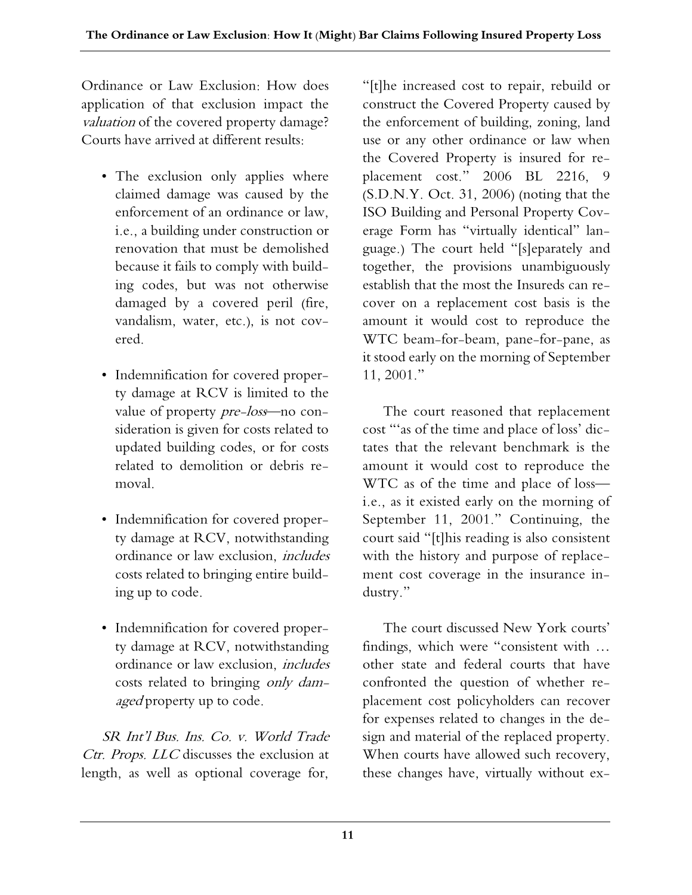Ordinance or Law Exclusion: How does application of that exclusion impact the *valuation* of the covered property damage? Courts have arrived at different results:

- The exclusion only applies where claimed damage was caused by the enforcement of an ordinance or law, i.e., a building under construction or renovation that must be demolished because it fails to comply with building codes, but was not otherwise damaged by a covered peril (fire, vandalism, water, etc.), is not covered.

- Indemnification for covered property damage at RCV is limited to the value of property *pre-loss*—no consideration is given for costs related to updated building codes, or for costs related to demolition or debris removal.

- Indemnification for covered property damage at RCV, notwithstanding ordinance or law exclusion, *includes* costs related to bringing entire building up to code.

- Indemnification for covered property damage at RCV, notwithstanding ordinance or law exclusion, *includes* costs related to bringing *only damaged* property up to code.

*SR Int'l Bus. Ins. Co. v. World Trade Ctr. Props. LLC* discusses the exclusion at length, as well as optional coverage for, "[t]he increased cost to repair, rebuild or construct the Covered Property caused by the enforcement of building, zoning, land use or any other ordinance or law when the Covered Property is insured for replacement cost." 2006 BL 2216, 9 (S.D.N.Y. Oct. 31, 2006) (noting that the ISO Building and Personal Property Coverage Form has "virtually identical" language.) The court held "[s]eparately and together, the provisions unambiguously establish that the most the Insureds can recover on a replacement cost basis is the amount it would cost to reproduce the WTC beam-for-beam, pane-for-pane, as it stood early on the morning of September 11, 2001."

The court reasoned that replacement cost "'as of the time and place of loss' dictates that the relevant benchmark is the amount it would cost to reproduce the WTC as of the time and place of loss—i.e., as it existed early on the morning of September 11, 2001." Continuing, the court said "[t]his reading is also consistent with the history and purpose of replacement cost coverage in the insurance industry."

The court discussed New York courts' findings, which were "consistent with … other state and federal courts that have confronted the question of whether replacement cost policyholders can recover for expenses related to changes in the design and material of the replaced property. When courts have allowed such recovery, these changes have, virtually without ex-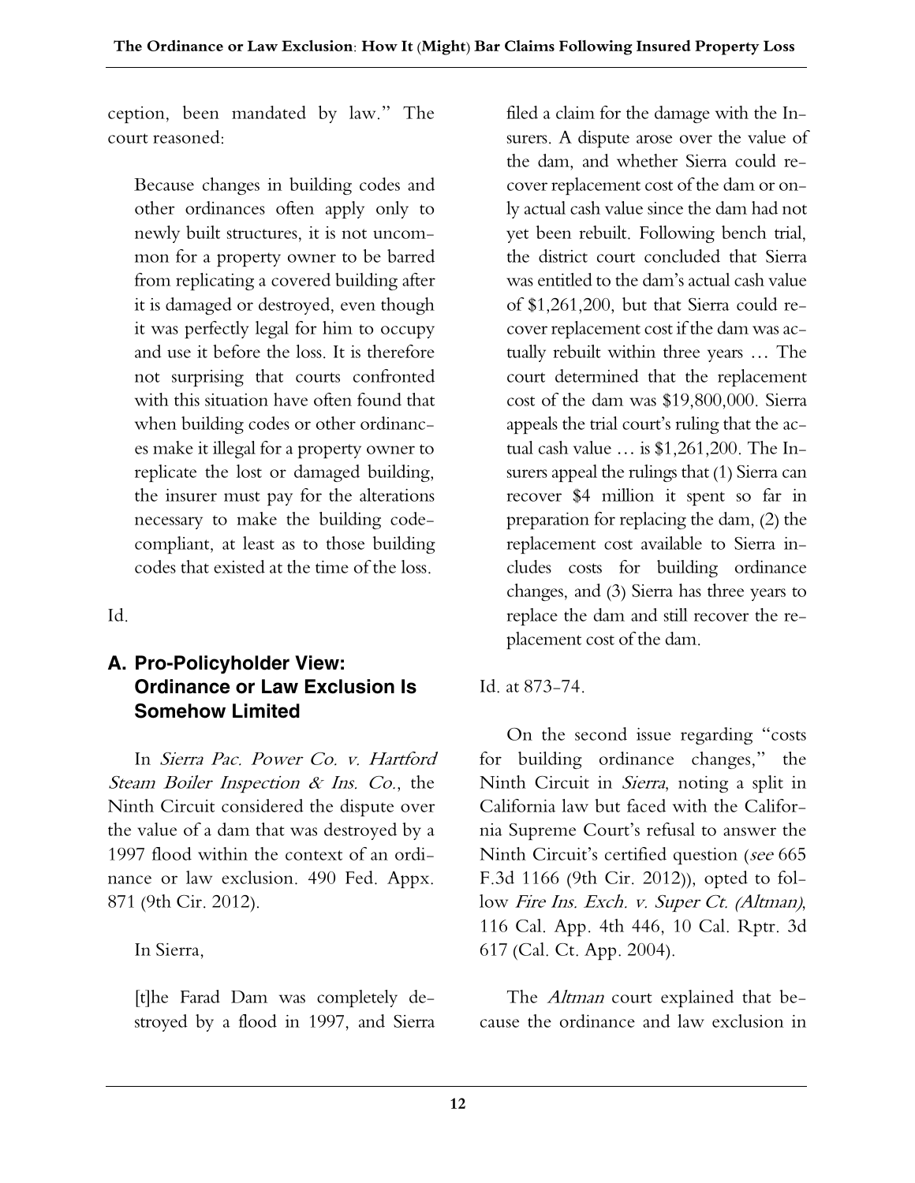ception, been mandated by law." The court reasoned:

> Because changes in building codes and other ordinances often apply only to newly built structures, it is not uncommon for a property owner to be barred from replicating a covered building after it is damaged or destroyed, even though it was perfectly legal for him to occupy and use it before the loss. It is therefore not surprising that courts confronted with this situation have often found that when building codes or other ordinances make it illegal for a property owner to replicate the lost or damaged building, the insurer must pay for the alterations necessary to make the building code-compliant, at least as to those building codes that existed at the time of the loss.

Id.

### A. Pro-Policyholder View: Ordinance or Law Exclusion Is Somehow Limited

In *Sierra Pac. Power Co. v. Hartford Steam Boiler Inspection & Ins. Co.*, the Ninth Circuit considered the dispute over the value of a dam that was destroyed by a 1997 flood within the context of an ordinance or law exclusion. 490 Fed. Appx. 871 (9th Cir. 2012).

In Sierra,

> [t]he Farad Dam was completely destroyed by a flood in 1997, and Sierra filed a claim for the damage with the Insurers. A dispute arose over the value of the dam, and whether Sierra could recover replacement cost of the dam or only actual cash value since the dam had not yet been rebuilt. Following bench trial, the district court concluded that Sierra was entitled to the dam's actual cash value of $1,261,200, but that Sierra could recover replacement cost if the dam was actually rebuilt within three years … The court determined that the replacement cost of the dam was $19,800,000. Sierra appeals the trial court's ruling that the actual cash value … is $1,261,200. The Insurers appeal the rulings that (1) Sierra can recover $4 million it spent so far in preparation for replacing the dam, (2) the replacement cost available to Sierra includes costs for building ordinance changes, and (3) Sierra has three years to replace the dam and still recover the replacement cost of the dam.

Id. at 873-74.

On the second issue regarding "costs for building ordinance changes," the Ninth Circuit in *Sierra*, noting a split in California law but faced with the California Supreme Court's refusal to answer the Ninth Circuit's certified question (*see* 665 F.3d 1166 (9th Cir. 2012)), opted to follow *Fire Ins. Exch. v. Super Ct. (Altman)*, 116 Cal. App. 4th 446, 10 Cal. Rptr. 3d 617 (Cal. Ct. App. 2004).

The *Altman* court explained that because the ordinance and law exclusion in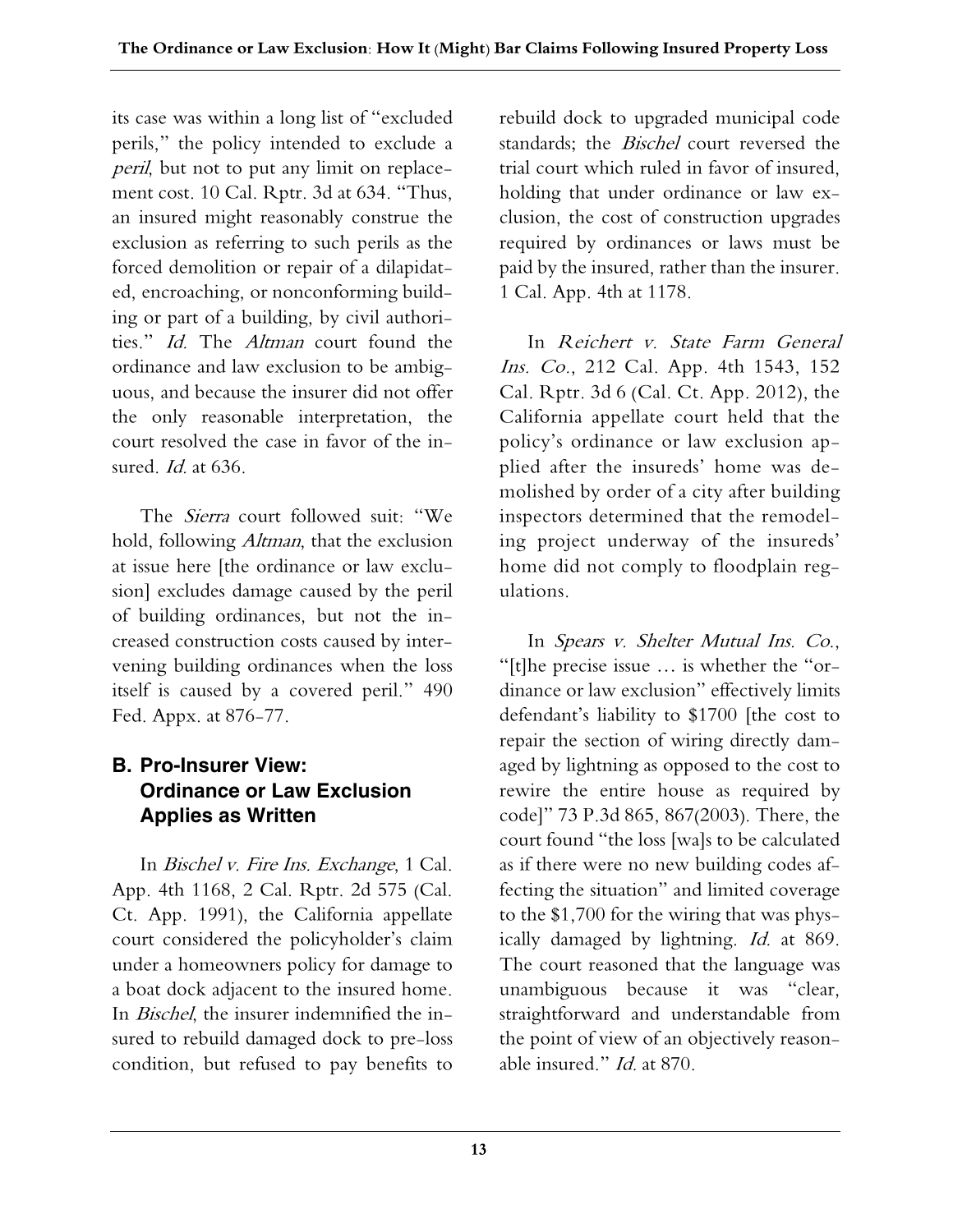its case was within a long list of "excluded perils," the policy intended to exclude a *peril*, but not to put any limit on replacement cost. 10 Cal. Rptr. 3d at 634. "Thus, an insured might reasonably construe the exclusion as referring to such perils as the forced demolition or repair of a dilapidated, encroaching, or nonconforming building or part of a building, by civil authorities." *Id.* The *Altman* court found the ordinance and law exclusion to be ambiguous, and because the insurer did not offer the only reasonable interpretation, the court resolved the case in favor of the insured. *Id.* at 636.

The *Sierra* court followed suit: "We hold, following *Altman*, that the exclusion at issue here [the ordinance or law exclusion] excludes damage caused by the peril of building ordinances, but not the increased construction costs caused by intervening building ordinances when the loss itself is caused by a covered peril." 490 Fed. Appx. at 876-77.

## B. Pro-Insurer View: Ordinance or Law Exclusion Applies as Written

In *Bischel v. Fire Ins. Exchange*, 1 Cal. App. 4th 1168, 2 Cal. Rptr. 2d 575 (Cal. Ct. App. 1991), the California appellate court considered the policyholder's claim under a homeowners policy for damage to a boat dock adjacent to the insured home. In *Bischel*, the insurer indemnified the insured to rebuild damaged dock to pre-loss condition, but refused to pay benefits to rebuild dock to upgraded municipal code standards; the *Bischel* court reversed the trial court which ruled in favor of insured, holding that under ordinance or law exclusion, the cost of construction upgrades required by ordinances or laws must be paid by the insured, rather than the insurer. 1 Cal. App. 4th at 1178.

In *Reichert v. State Farm General Ins. Co.*, 212 Cal. App. 4th 1543, 152 Cal. Rptr. 3d 6 (Cal. Ct. App. 2012), the California appellate court held that the policy's ordinance or law exclusion applied after the insureds' home was demolished by order of a city after building inspectors determined that the remodeling project underway of the insureds' home did not comply to floodplain regulations.

In *Spears v. Shelter Mutual Ins. Co.*, "[t]he precise issue … is whether the "ordinance or law exclusion" effectively limits defendant's liability to $1700 [the cost to repair the section of wiring directly damaged by lightning as opposed to the cost to rewire the entire house as required by code]" 73 P.3d 865, 867(2003). There, the court found "the loss [wa]s to be calculated as if there were no new building codes affecting the situation" and limited coverage to the $1,700 for the wiring that was physically damaged by lightning. *Id.* at 869. The court reasoned that the language was unambiguous because it was "clear, straightforward and understandable from the point of view of an objectively reasonable insured." *Id.* at 870.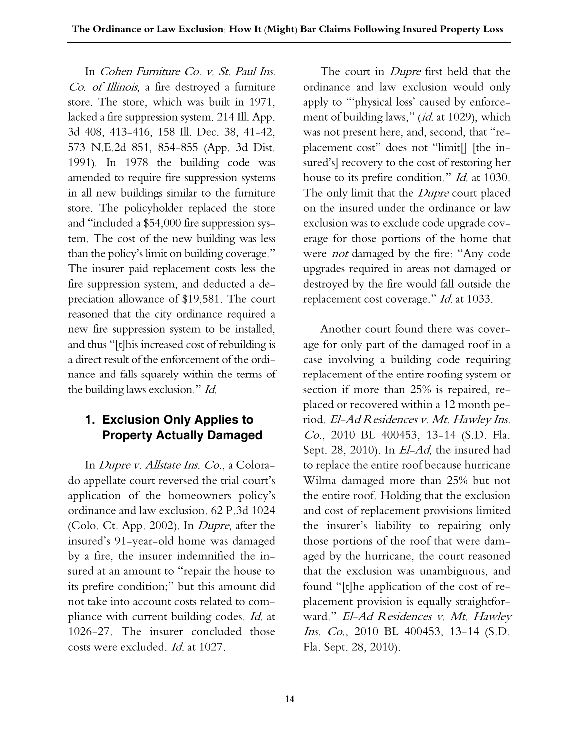In *Cohen Furniture Co. v. St. Paul Ins. Co. of Illinois*, a fire destroyed a furniture store. The store, which was built in 1971, lacked a fire suppression system. 214 Ill. App. 3d 408, 413-416, 158 Ill. Dec. 38, 41-42, 573 N.E.2d 851, 854-855 (App. 3d Dist. 1991). In 1978 the building code was amended to require fire suppression systems in all new buildings similar to the furniture store. The policyholder replaced the store and "included a $54,000 fire suppression system. The cost of the new building was less than the policy's limit on building coverage." The insurer paid replacement costs less the fire suppression system, and deducted a depreciation allowance of $19,581. The court reasoned that the city ordinance required a new fire suppression system to be installed, and thus "[t]his increased cost of rebuilding is a direct result of the enforcement of the ordinance and falls squarely within the terms of the building laws exclusion." *Id.*

## 1. Exclusion Only Applies to Property Actually Damaged

In *Dupre v. Allstate Ins. Co.*, a Colorado appellate court reversed the trial court's application of the homeowners policy's ordinance and law exclusion. 62 P.3d 1024 (Colo. Ct. App. 2002). In *Dupre*, after the insured's 91-year-old home was damaged by a fire, the insurer indemnified the insured at an amount to "repair the house to its prefire condition;" but this amount did not take into account costs related to compliance with current building codes. *Id.* at 1026-27. The insurer concluded those costs were excluded. *Id.* at 1027.

The court in *Dupre* first held that the ordinance and law exclusion would only apply to "'physical loss' caused by enforcement of building laws," (*id.* at 1029), which was not present here, and, second, that "replacement cost" does not "limit[] [the insured's] recovery to the cost of restoring her house to its prefire condition." *Id.* at 1030. The only limit that the *Dupre* court placed on the insured under the ordinance or law exclusion was to exclude code upgrade coverage for those portions of the home that were *not* damaged by the fire: "Any code upgrades required in areas not damaged or destroyed by the fire would fall outside the replacement cost coverage." *Id.* at 1033.

Another court found there was coverage for only part of the damaged roof in a case involving a building code requiring replacement of the entire roofing system or section if more than 25% is repaired, replaced or recovered within a 12 month period. *El-Ad Residences v. Mt. Hawley Ins. Co.*, 2010 BL 400453, 13-14 (S.D. Fla. Sept. 28, 2010). In *El-Ad*, the insured had to replace the entire roof because hurricane Wilma damaged more than 25% but not the entire roof. Holding that the exclusion and cost of replacement provisions limited the insurer's liability to repairing only those portions of the roof that were damaged by the hurricane, the court reasoned that the exclusion was unambiguous, and found "[t]he application of the cost of replacement provision is equally straightforward." *El-Ad Residences v. Mt. Hawley Ins. Co.*, 2010 BL 400453, 13-14 (S.D. Fla. Sept. 28, 2010).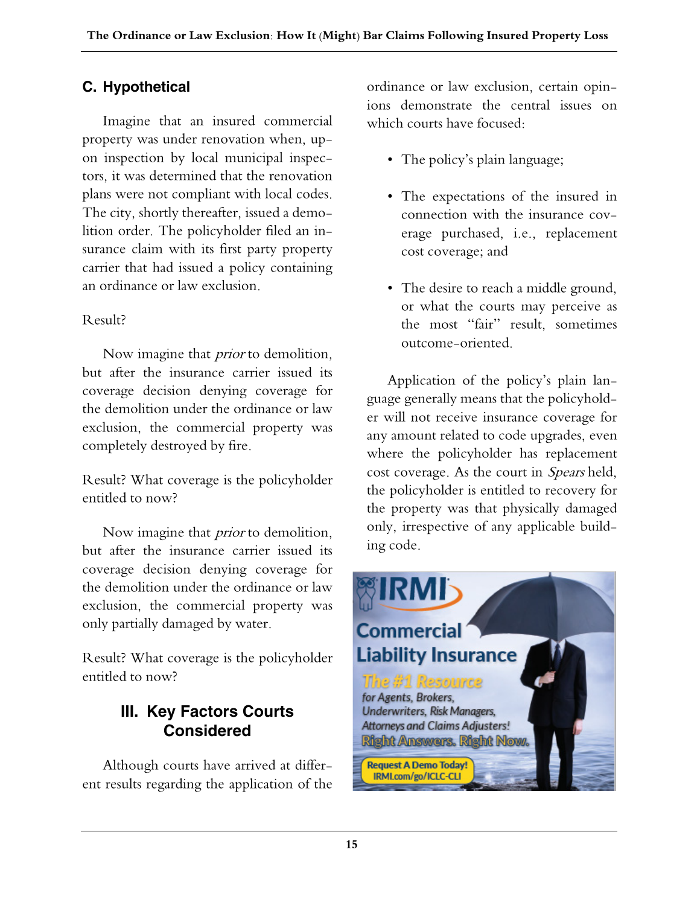## C. Hypothetical

Imagine that an insured commercial property was under renovation when, upon inspection by local municipal inspectors, it was determined that the renovation plans were not compliant with local codes. The city, shortly thereafter, issued a demolition order. The policyholder filed an insurance claim with its first party property carrier that had issued a policy containing an ordinance or law exclusion.

Result?

Now imagine that *prior* to demolition, but after the insurance carrier issued its coverage decision denying coverage for the demolition under the ordinance or law exclusion, the commercial property was completely destroyed by fire.

Result? What coverage is the policyholder entitled to now?

Now imagine that *prior* to demolition, but after the insurance carrier issued its coverage decision denying coverage for the demolition under the ordinance or law exclusion, the commercial property was only partially damaged by water.

Result? What coverage is the policyholder entitled to now?

# III. Key Factors Courts Considered

Although courts have arrived at different results regarding the application of the ordinance or law exclusion, certain opinions demonstrate the central issues on which courts have focused:

- The policy's plain language;
- The expectations of the insured in connection with the insurance coverage purchased, i.e., replacement cost coverage; and
- The desire to reach a middle ground, or what the courts may perceive as the most "fair" result, sometimes outcome-oriented.

Application of the policy's plain language generally means that the policyholder will not receive insurance coverage for any amount related to code upgrades, even where the policyholder has replacement cost coverage. As the court in *Spears* held, the policyholder is entitled to recovery for the property was that physically damaged only, irrespective of any applicable building code.

IRMI Commercial Liability Insurance
The #1 Resource for Agents, Brokers, Underwriters, Risk Managers, Attorneys and Claims Adjusters!
Right Answers. Right Now.
Request A Demo Today! IRMI.com/go/ICLC-CLI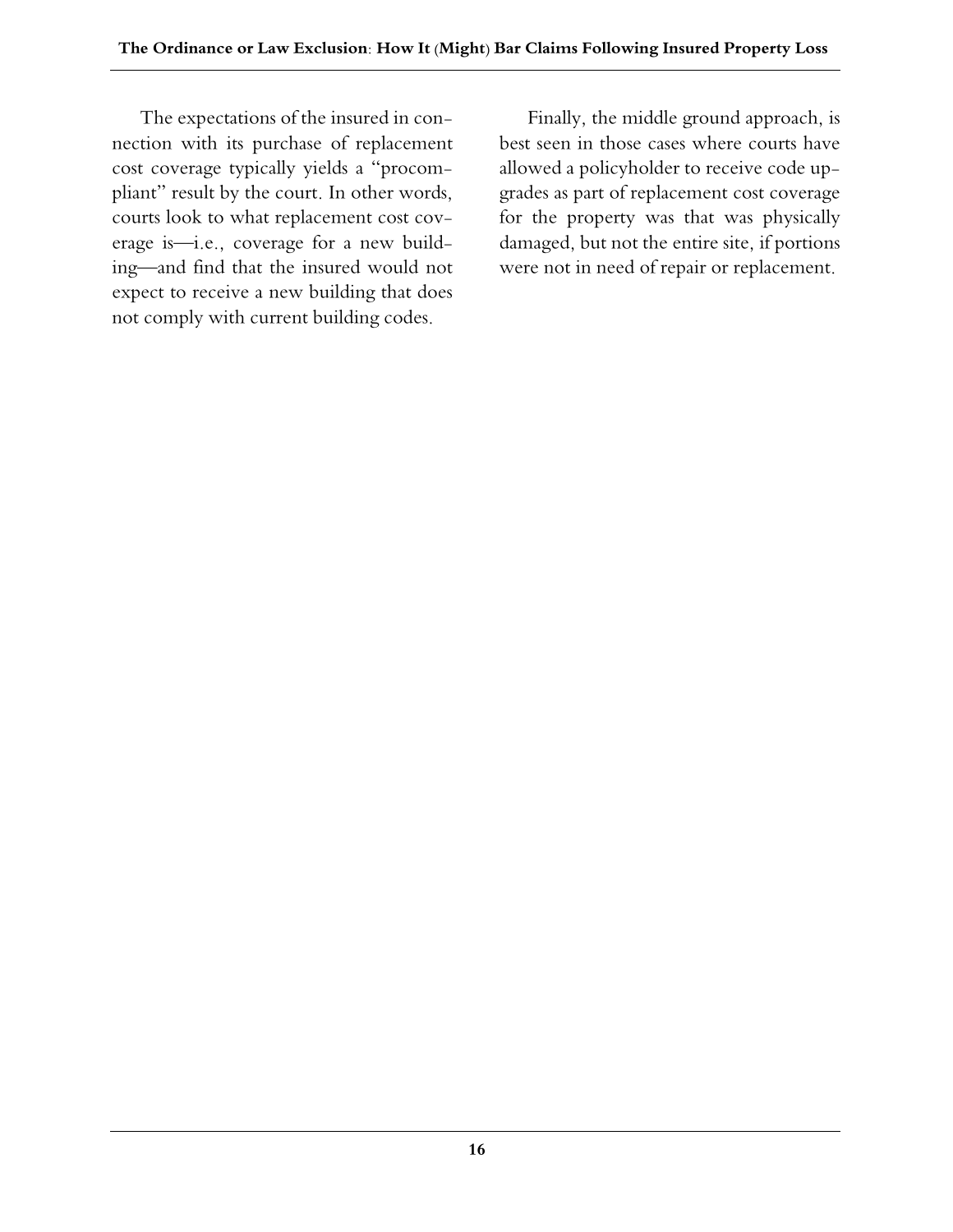The expectations of the insured in connection with its purchase of replacement cost coverage typically yields a "procompliant" result by the court. In other words, courts look to what replacement cost coverage is—i.e., coverage for a new building—and find that the insured would not expect to receive a new building that does not comply with current building codes.

Finally, the middle ground approach, is best seen in those cases where courts have allowed a policyholder to receive code upgrades as part of replacement cost coverage for the property was that was physically damaged, but not the entire site, if portions were not in need of repair or replacement.